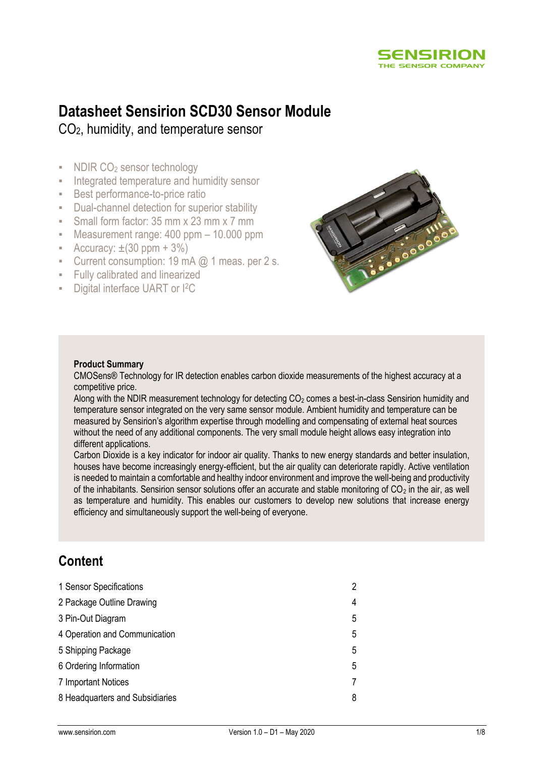# Datasheet Sensirion SCD30 Sensor Module

$CO_2$, humidity, and temperature sensor

- NDIR $CO_2$ sensor technology
- Integrated temperature and humidity sensor
- Best performance-to-price ratio
- Dual-channel detection for superior stability
- Small form factor: 35 mm x 23 mm x 7 mm
- Measurement range: 400 ppm – 10.000 ppm
- Accuracy: ±(30 ppm + 3%)
- Current consumption: 19 mA @ 1 meas. per 2 s.
- Fully calibrated and linearized
- Digital interface UART or I²C

**Product Summary**

CMOSens® Technology for IR detection enables carbon dioxide measurements of the highest accuracy at a competitive price.

Along with the NDIR measurement technology for detecting $CO_2$ comes a best-in-class Sensirion humidity and temperature sensor integrated on the very same sensor module. Ambient humidity and temperature can be measured by Sensirion's algorithm expertise through modelling and compensating of external heat sources without the need of any additional components. The very small module height allows easy integration into different applications.

Carbon Dioxide is a key indicator for indoor air quality. Thanks to new energy standards and better insulation, houses have become increasingly energy-efficient, but the air quality can deteriorate rapidly. Active ventilation is needed to maintain a comfortable and healthy indoor environment and improve the well-being and productivity of the inhabitants. Sensirion sensor solutions offer an accurate and stable monitoring of $CO_2$ in the air, as well as temperature and humidity. This enables our customers to develop new solutions that increase energy efficiency and simultaneously support the well-being of everyone.

## Content

| | |
|---|---|
| 1 Sensor Specifications | 2 |
| 2 Package Outline Drawing | 4 |
| 3 Pin-Out Diagram | 5 |
| 4 Operation and Communication | 5 |
| 5 Shipping Package | 5 |
| 6 Ordering Information | 5 |
| 7 Important Notices | 7 |
| 8 Headquarters and Subsidiaries | 8 |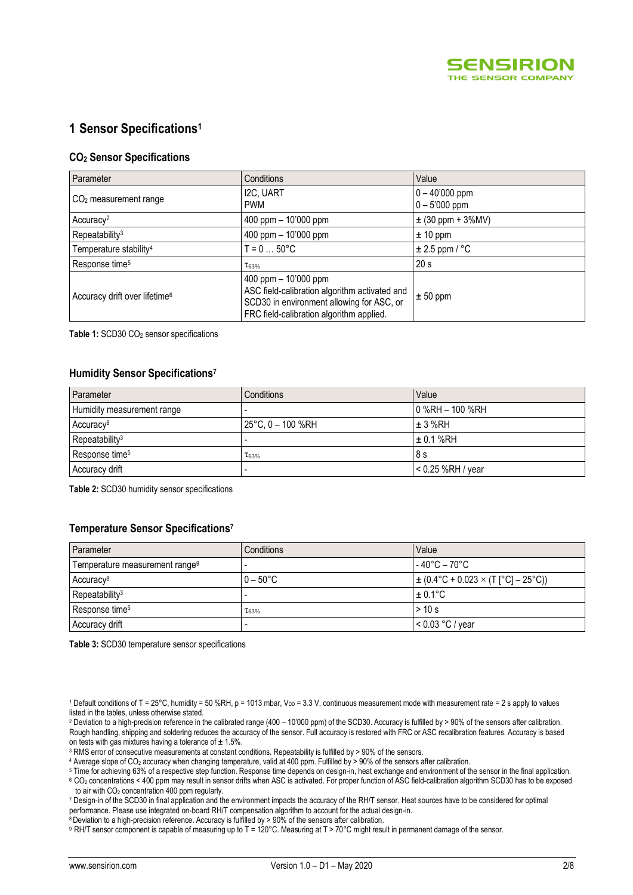# 1 Sensor Specifications[1]

### $CO_2$ Sensor Specifications

| Parameter | Conditions | Value |
|---|---|---|
| $CO_2$ measurement range | I2C, UART<br>PWM | 0 – 40'000 ppm<br>0 – 5'000 ppm |
| Accuracy[2] | 400 ppm – 10'000 ppm | ± (30 ppm + 3%MV) |
| Repeatability[3] | 400 ppm – 10'000 ppm | ± 10 ppm |
| Temperature stability[4] | T = 0 … 50°C | ± 2.5 ppm / °C |
| Response time[5] | $\tau_{63\%}$ | 20 s |
| Accuracy drift over lifetime[6] | 400 ppm – 10'000 ppm<br>ASC field-calibration algorithm activated and SCD30 in environment allowing for ASC, or FRC field-calibration algorithm applied. | ± 50 ppm |

**Table 1:** SCD30 $CO_2$ sensor specifications

### Humidity Sensor Specifications[7]

| Parameter | Conditions | Value |
|---|---|---|
| Humidity measurement range | - | 0 %RH – 100 %RH |
| Accuracy[8] | 25°C, 0 – 100 %RH | ± 3 %RH |
| Repeatability[3] | - | ± 0.1 %RH |
| Response time[5] | $\tau_{63\%}$ | 8 s |
| Accuracy drift | - | < 0.25 %RH / year |

**Table 2:** SCD30 humidity sensor specifications

### Temperature Sensor Specifications[7]

| Parameter | Conditions | Value |
|---|---|---|
| Temperature measurement range[9] | - | - 40°C – 70°C |
| Accuracy[8] | 0 – 50°C | ± (0.4°C + 0.023 × (T [°C] – 25°C)) |
| Repeatability[3] | - | ± 0.1°C |
| Response time[5] | $\tau_{63\%}$ | > 10 s |
| Accuracy drift | - | < 0.03 °C / year |

**Table 3:** SCD30 temperature sensor specifications

[1] Default conditions of T = 25°C, humidity = 50 %RH, p = 1013 mbar, $V_{DD}$ = 3.3 V, continuous measurement mode with measurement rate = 2 s apply to values listed in the tables, unless otherwise stated.

[2] Deviation to a high-precision reference in the calibrated range (400 – 10'000 ppm) of the SCD30. Accuracy is fulfilled by > 90% of the sensors after calibration. Rough handling, shipping and soldering reduces the accuracy of the sensor. Full accuracy is restored with FRC or ASC recalibration features. Accuracy is based on tests with gas mixtures having a tolerance of ± 1.5%.

[3] RMS error of consecutive measurements at constant conditions. Repeatability is fulfilled by > 90% of the sensors.

[4] Average slope of $CO_2$ accuracy when changing temperature, valid at 400 ppm. Fulfilled by > 90% of the sensors after calibration.

[5] Time for achieving 63% of a respective step function. Response time depends on design-in, heat exchange and environment of the sensor in the final application.

[6] $CO_2$ concentrations < 400 ppm may result in sensor drifts when ASC is activated. For proper function of ASC field-calibration algorithm SCD30 has to be exposed to air with $CO_2$ concentration 400 ppm regularly.

[7] Design-in of the SCD30 in final application and the environment impacts the accuracy of the RH/T sensor. Heat sources have to be considered for optimal performance. Please use integrated on-board RH/T compensation algorithm to account for the actual design-in.

[8] Deviation to a high-precision reference. Accuracy is fulfilled by > 90% of the sensors after calibration.

[9] RH/T sensor component is capable of measuring up to T = 120°C. Measuring at T > 70°C might result in permanent damage of the sensor.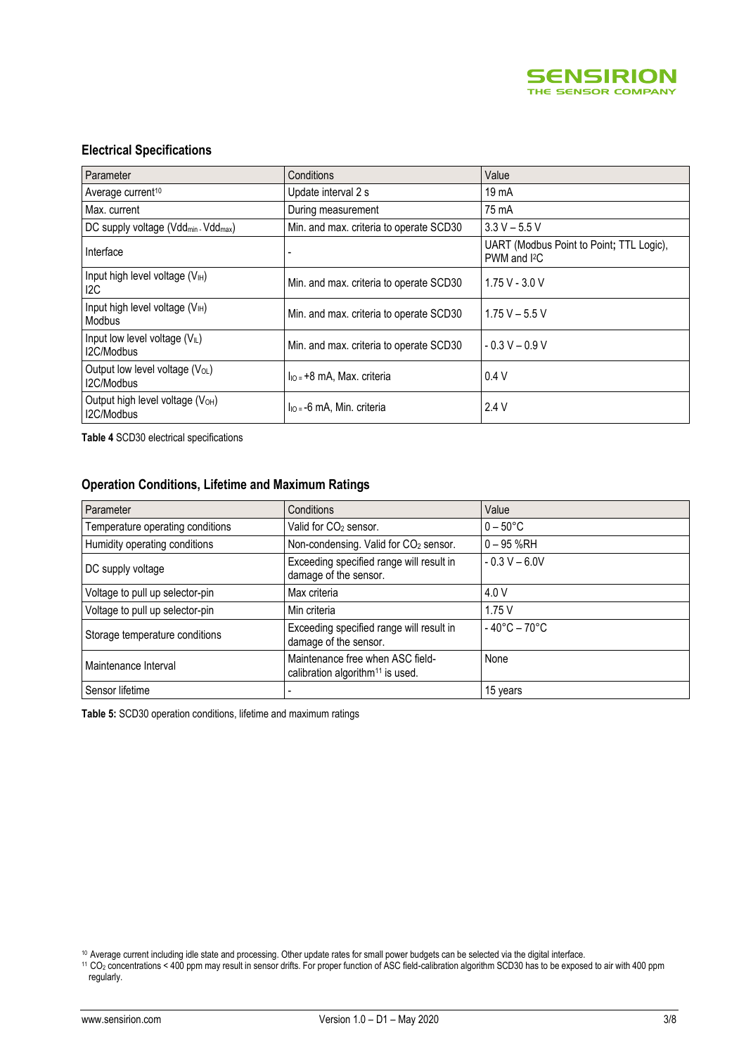## Electrical Specifications

| Parameter | Conditions | Value |
|---|---|---|
| Average current[10] | Update interval 2 s | 19 mA |
| Max. current | During measurement | 75 mA |
| DC supply voltage ($Vdd_{min}$ - $Vdd_{max}$) | Min. and max. criteria to operate SCD30 | 3.3 V – 5.5 V |
| Interface | - | UART (Modbus Point to Point; TTL Logic), PWM and I²C |
| Input high level voltage ($V_{IH}$) I2C | Min. and max. criteria to operate SCD30 | 1.75 V - 3.0 V |
| Input high level voltage ($V_{IH}$) Modbus | Min. and max. criteria to operate SCD30 | 1.75 V – 5.5 V |
| Input low level voltage ($V_{IL}$) I2C/Modbus | Min. and max. criteria to operate SCD30 | - 0.3 V – 0.9 V |
| Output low level voltage ($V_{OL}$) I2C/Modbus | $I_{IO}$ = +8 mA, Max. criteria | 0.4 V |
| Output high level voltage ($V_{OH}$) I2C/Modbus | $I_{IO}$ = -6 mA, Min. criteria | 2.4 V |

**Table 4** SCD30 electrical specifications

## Operation Conditions, Lifetime and Maximum Ratings

| Parameter | Conditions | Value |
|---|---|---|
| Temperature operating conditions | Valid for $CO_2$ sensor. | 0 – 50°C |
| Humidity operating conditions | Non-condensing. Valid for $CO_2$ sensor. | 0 – 95 %RH |
| DC supply voltage | Exceeding specified range will result in damage of the sensor. | - 0.3 V – 6.0V |
| Voltage to pull up selector-pin | Max criteria | 4.0 V |
| Voltage to pull up selector-pin | Min criteria | 1.75 V |
| Storage temperature conditions | Exceeding specified range will result in damage of the sensor. | - 40°C – 70°C |
| Maintenance Interval | Maintenance free when ASC field-calibration algorithm[11] is used. | None |
| Sensor lifetime | - | 15 years |

**Table 5:** SCD30 operation conditions, lifetime and maximum ratings

[10] Average current including idle state and processing. Other update rates for small power budgets can be selected via the digital interface.

[11] $CO_2$ concentrations < 400 ppm may result in sensor drifts. For proper function of ASC field-calibration algorithm SCD30 has to be exposed to air with 400 ppm regularly.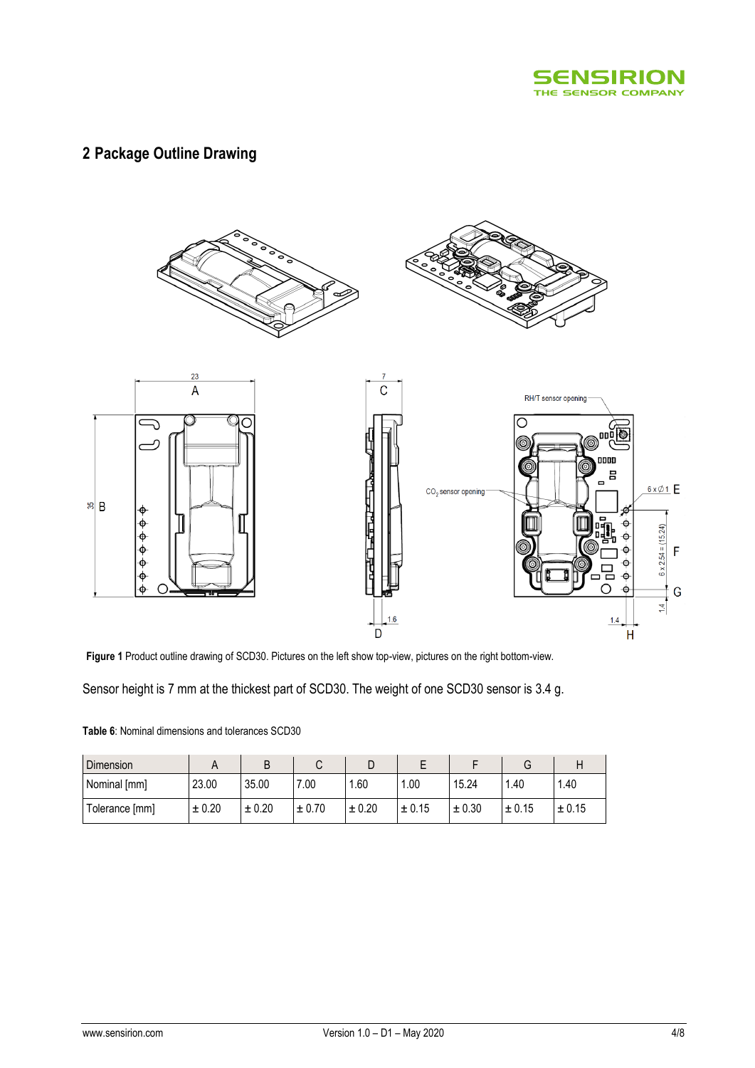## 2 Package Outline Drawing

**Figure 1** Product outline drawing of SCD30. Pictures on the left show top-view, pictures on the right bottom-view.

Sensor height is 7 mm at the thickest part of SCD30. The weight of one SCD30 sensor is 3.4 g.

**Table 6**: Nominal dimensions and tolerances SCD30

| Dimension | A | B | C | D | E | F | G | H |
|---|---|---|---|---|---|---|---|---|
| Nominal [mm] | 23.00 | 35.00 | 7.00 | 1.60 | 1.00 | 15.24 | 1.40 | 1.40 |
| Tolerance [mm] | ± 0.20 | ± 0.20 | ± 0.70 | ± 0.20 | ± 0.15 | ± 0.30 | ± 0.15 | ± 0.15 |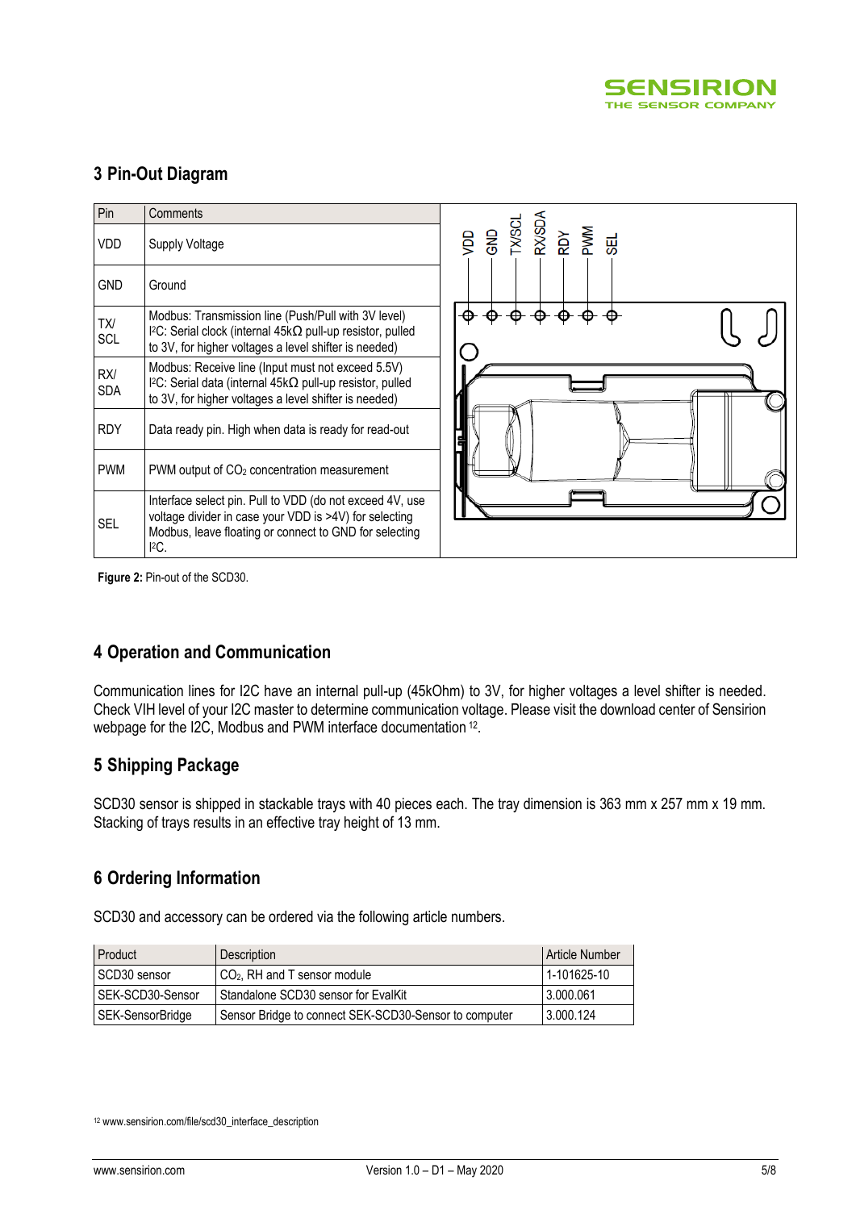## 3 Pin-Out Diagram

| Pin | Comments |
| --- | --- |
| VDD | Supply Voltage |
| GND | Ground |
| TX/ SCL | Modbus: Transmission line (Push/Pull with 3V level) I²C: Serial clock (internal 45kΩ pull-up resistor, pulled to 3V, for higher voltages a level shifter is needed) |
| RX/ SDA | Modbus: Receive line (Input must not exceed 5.5V) I²C: Serial data (internal 45kΩ pull-up resistor, pulled to 3V, for higher voltages a level shifter is needed) |
| RDY | Data ready pin. High when data is ready for read-out |
| PWM | PWM output of $CO_2$ concentration measurement |
| SEL | Interface select pin. Pull to VDD (do not exceed 4V, use voltage divider in case your VDD is >4V) for selecting Modbus, leave floating or connect to GND for selecting I²C. |

**Figure 2:** Pin-out of the SCD30.

## 4 Operation and Communication

Communication lines for I2C have an internal pull-up (45kOhm) to 3V, for higher voltages a level shifter is needed. Check VIH level of your I2C master to determine communication voltage. Please visit the download center of Sensirion webpage for the I2C, Modbus and PWM interface documentation [12].

## 5 Shipping Package

SCD30 sensor is shipped in stackable trays with 40 pieces each. The tray dimension is 363 mm x 257 mm x 19 mm. Stacking of trays results in an effective tray height of 13 mm.

## 6 Ordering Information

SCD30 and accessory can be ordered via the following article numbers.

| Product | Description | Article Number |
| --- | --- | --- |
| SCD30 sensor | $CO_2$, RH and T sensor module | 1-101625-10 |
| SEK-SCD30-Sensor | Standalone SCD30 sensor for EvalKit | 3.000.061 |
| SEK-SensorBridge | Sensor Bridge to connect SEK-SCD30-Sensor to computer | 3.000.124 |

[12] www.sensirion.com/file/scd30_interface_description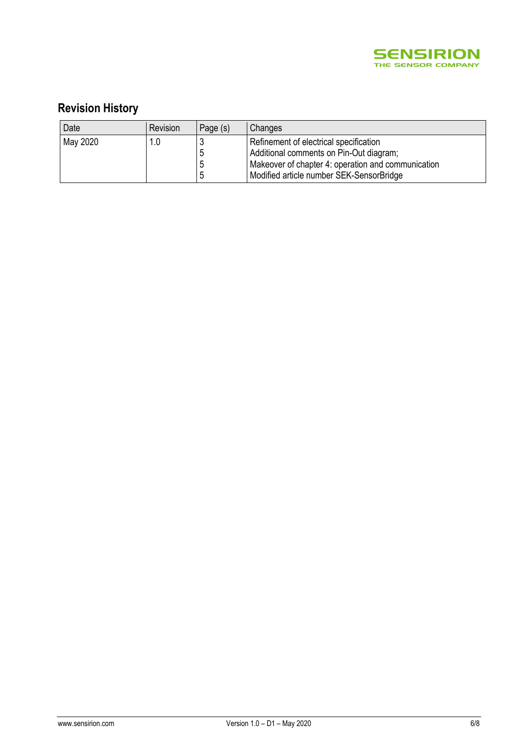## Revision History

| Date | Revision | Page (s) | Changes |
|---|---|---|---|
| May 2020 | 1.0 | 3<br>5<br>5<br>5 | Refinement of electrical specification<br>Additional comments on Pin-Out diagram;<br>Makeover of chapter 4: operation and communication<br>Modified article number SEK-SensorBridge |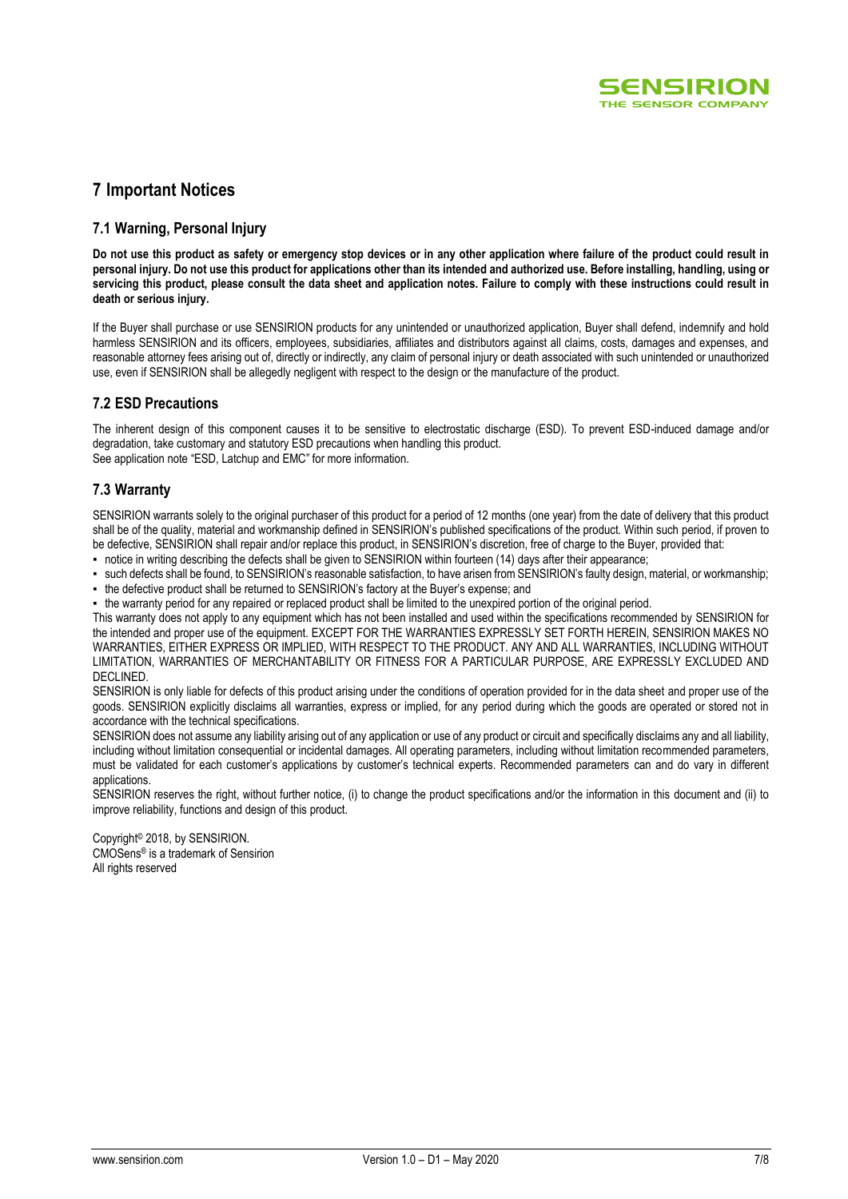# 7 Important Notices

## 7.1 Warning, Personal Injury

**Do not use this product as safety or emergency stop devices or in any other application where failure of the product could result in personal injury. Do not use this product for applications other than its intended and authorized use. Before installing, handling, using or servicing this product, please consult the data sheet and application notes. Failure to comply with these instructions could result in death or serious injury.**

If the Buyer shall purchase or use SENSIRION products for any unintended or unauthorized application, Buyer shall defend, indemnify and hold harmless SENSIRION and its officers, employees, subsidiaries, affiliates and distributors against all claims, costs, damages and expenses, and reasonable attorney fees arising out of, directly or indirectly, any claim of personal injury or death associated with such unintended or unauthorized use, even if SENSIRION shall be allegedly negligent with respect to the design or the manufacture of the product.

## 7.2 ESD Precautions

The inherent design of this component causes it to be sensitive to electrostatic discharge (ESD). To prevent ESD-induced damage and/or degradation, take customary and statutory ESD precautions when handling this product.
See application note "ESD, Latchup and EMC" for more information.

## 7.3 Warranty

SENSIRION warrants solely to the original purchaser of this product for a period of 12 months (one year) from the date of delivery that this product shall be of the quality, material and workmanship defined in SENSIRION's published specifications of the product. Within such period, if proven to be defective, SENSIRION shall repair and/or replace this product, in SENSIRION's discretion, free of charge to the Buyer, provided that:

- notice in writing describing the defects shall be given to SENSIRION within fourteen (14) days after their appearance;
- such defects shall be found, to SENSIRION's reasonable satisfaction, to have arisen from SENSIRION's faulty design, material, or workmanship;
- the defective product shall be returned to SENSIRION's factory at the Buyer's expense; and
- the warranty period for any repaired or replaced product shall be limited to the unexpired portion of the original period.

This warranty does not apply to any equipment which has not been installed and used within the specifications recommended by SENSIRION for the intended and proper use of the equipment. EXCEPT FOR THE WARRANTIES EXPRESSLY SET FORTH HEREIN, SENSIRION MAKES NO WARRANTIES, EITHER EXPRESS OR IMPLIED, WITH RESPECT TO THE PRODUCT. ANY AND ALL WARRANTIES, INCLUDING WITHOUT LIMITATION, WARRANTIES OF MERCHANTABILITY OR FITNESS FOR A PARTICULAR PURPOSE, ARE EXPRESSLY EXCLUDED AND DECLINED.

SENSIRION is only liable for defects of this product arising under the conditions of operation provided for in the data sheet and proper use of the goods. SENSIRION explicitly disclaims all warranties, express or implied, for any period during which the goods are operated or stored not in accordance with the technical specifications.

SENSIRION does not assume any liability arising out of any application or use of any product or circuit and specifically disclaims any and all liability, including without limitation consequential or incidental damages. All operating parameters, including without limitation recommended parameters, must be validated for each customer's applications by customer's technical experts. Recommended parameters can and do vary in different applications.

SENSIRION reserves the right, without further notice, (i) to change the product specifications and/or the information in this document and (ii) to improve reliability, functions and design of this product.

Copyright© 2018, by SENSIRION.
CMOSens® is a trademark of Sensirion
All rights reserved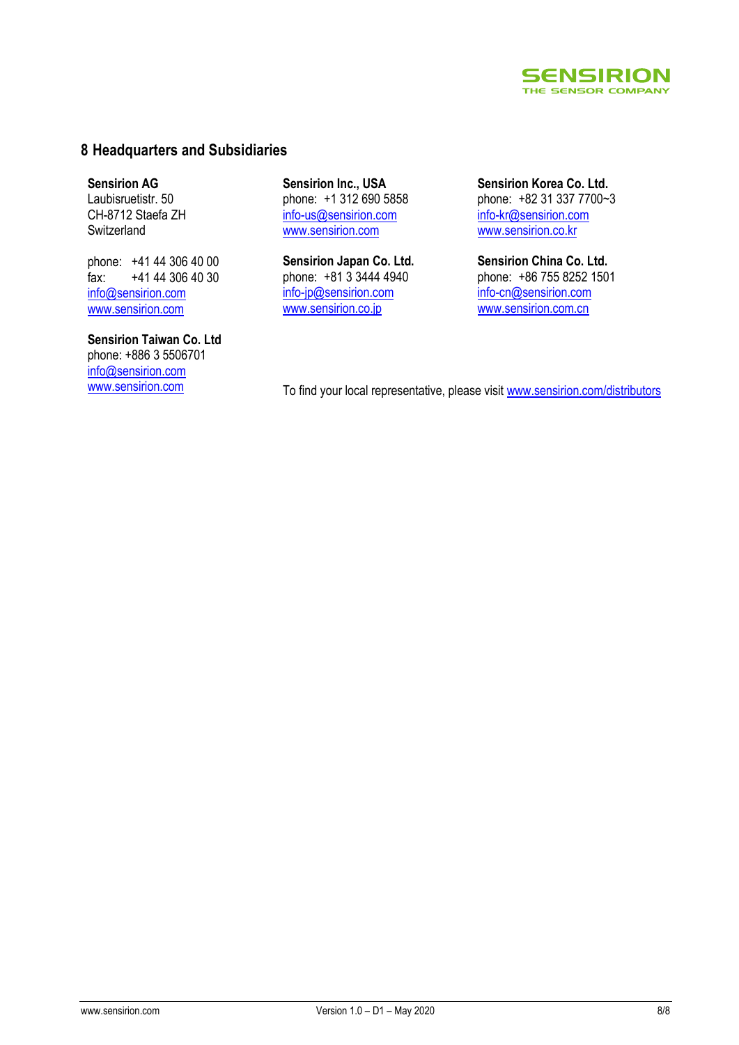## 8 Headquarters and Subsidiaries

**Sensirion AG**
Laubisruetistr. 50
CH-8712 Staefa ZH
Switzerland

phone: +41 44 306 40 00
fax: +41 44 306 40 30
info@sensirion.com
www.sensirion.com

**Sensirion Taiwan Co. Ltd**
phone: +886 3 5506701
info@sensirion.com
www.sensirion.com

**Sensirion Inc., USA**
phone: +1 312 690 5858
info-us@sensirion.com
www.sensirion.com

**Sensirion Japan Co. Ltd.**
phone: +81 3 3444 4940
info-jp@sensirion.com
www.sensirion.co.jp

**Sensirion Korea Co. Ltd.**
phone: +82 31 337 7700~3
info-kr@sensirion.com
www.sensirion.co.kr

**Sensirion China Co. Ltd.**
phone: +86 755 8252 1501
info-cn@sensirion.com
www.sensirion.com.cn

To find your local representative, please visit www.sensirion.com/distributors